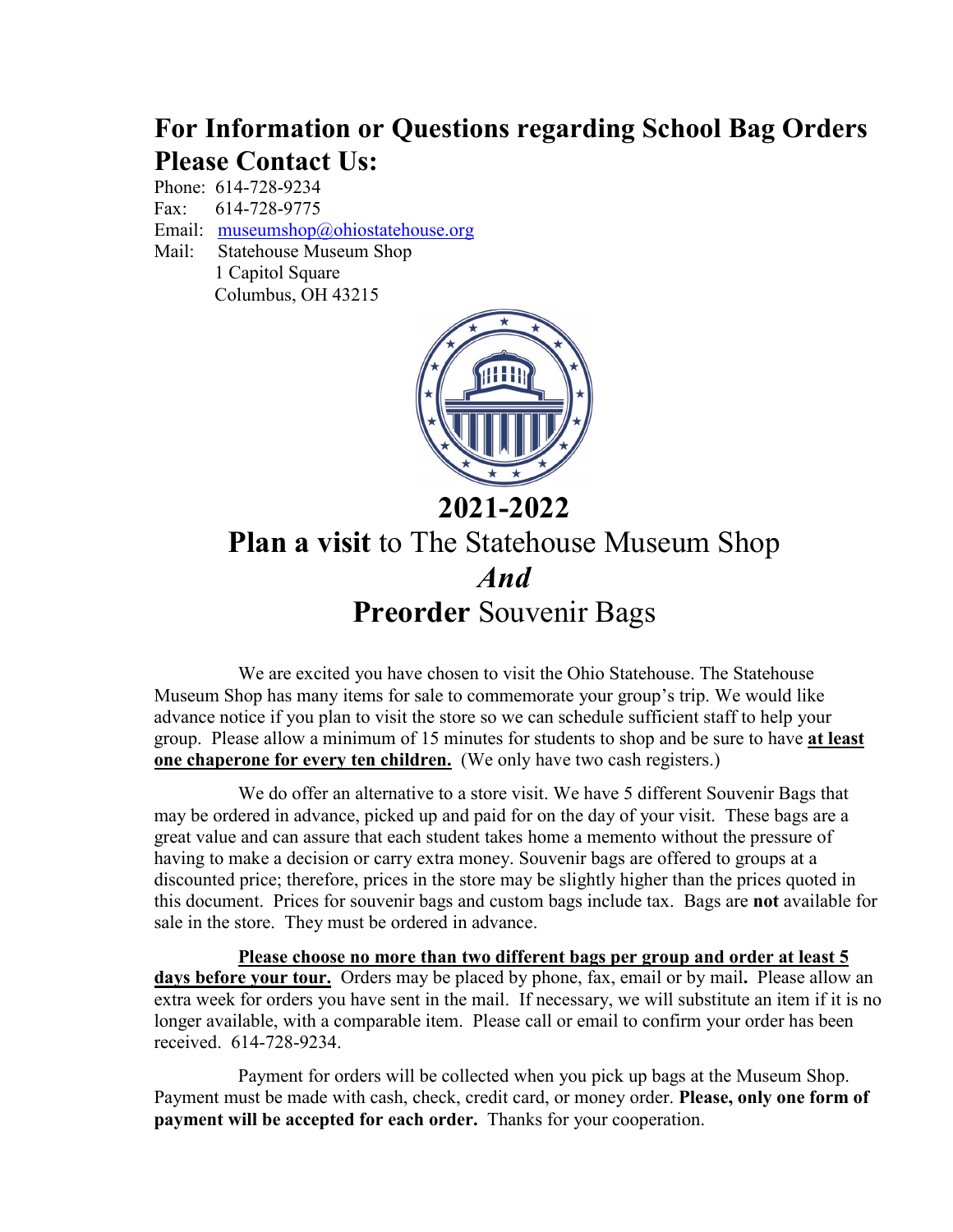# For Information or Questions regarding School Bag Orders Please Contact Us:

Phone: 614-728-9234
Fax: 614-728-9775
Email: museumshop@ohiostatehouse.org
Mail: Statehouse Museum Shop
1 Capitol Square
Columbus, OH 43215

## 2021-2022

## **Plan a visit** to The Statehouse Museum Shop *And* **Preorder** Souvenir Bags

We are excited you have chosen to visit the Ohio Statehouse. The Statehouse Museum Shop has many items for sale to commemorate your group's trip. We would like advance notice if you plan to visit the store so we can schedule sufficient staff to help your group. Please allow a minimum of 15 minutes for students to shop and be sure to have **at least one chaperone for every ten children.** (We only have two cash registers.)

We do offer an alternative to a store visit. We have 5 different Souvenir Bags that may be ordered in advance, picked up and paid for on the day of your visit. These bags are a great value and can assure that each student takes home a memento without the pressure of having to make a decision or carry extra money. Souvenir bags are offered to groups at a discounted price; therefore, prices in the store may be slightly higher than the prices quoted in this document. Prices for souvenir bags and custom bags include tax. Bags are **not** available for sale in the store. They must be ordered in advance.

**Please choose no more than two different bags per group and order at least 5 days before your tour.** Orders may be placed by phone, fax, email or by mail**.** Please allow an extra week for orders you have sent in the mail. If necessary, we will substitute an item if it is no longer available, with a comparable item. Please call or email to confirm your order has been received. 614-728-9234.

Payment for orders will be collected when you pick up bags at the Museum Shop. Payment must be made with cash, check, credit card, or money order. **Please, only one form of payment will be accepted for each order.** Thanks for your cooperation.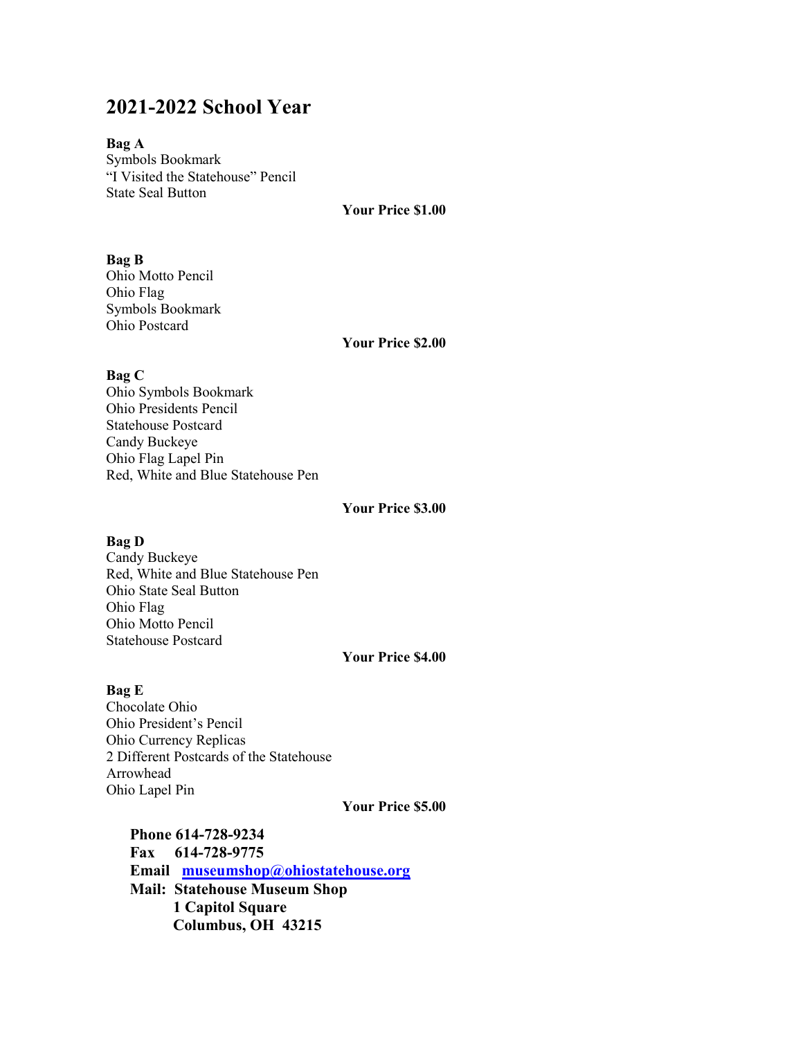# 2021-2022 School Year

**Bag A**

Symbols Bookmark
"I Visited the Statehouse" Pencil
State Seal Button

**Your Price $1.00**

**Bag B**

Ohio Motto Pencil
Ohio Flag
Symbols Bookmark
Ohio Postcard

**Your Price $2.00**

**Bag C**

Ohio Symbols Bookmark
Ohio Presidents Pencil
Statehouse Postcard
Candy Buckeye
Ohio Flag Lapel Pin
Red, White and Blue Statehouse Pen

**Your Price $3.00**

**Bag D**

Candy Buckeye
Red, White and Blue Statehouse Pen
Ohio State Seal Button
Ohio Flag
Ohio Motto Pencil
Statehouse Postcard

**Your Price $4.00**

**Bag E**

Chocolate Ohio
Ohio President's Pencil
Ohio Currency Replicas
2 Different Postcards of the Statehouse
Arrowhead
Ohio Lapel Pin

**Your Price $5.00**

**Phone 614-728-9234**
**Fax 614-728-9775**
**Email museumshop@ohiostatehouse.org**
**Mail: Statehouse Museum Shop**
**1 Capitol Square**
**Columbus, OH 43215**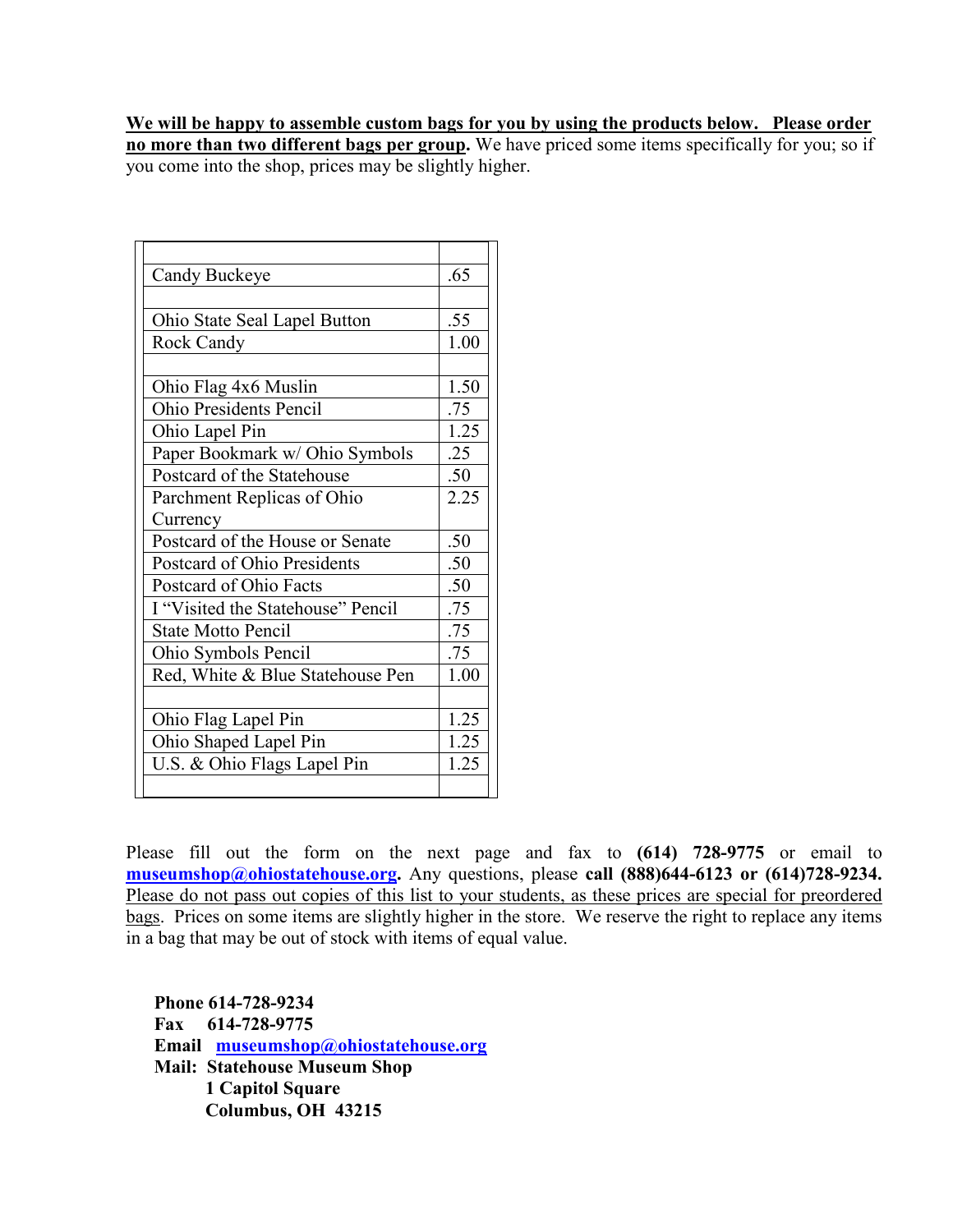**<u>We will be happy to assemble custom bags for you by using the products below. Please order no more than two different bags per group.</u>** We have priced some items specifically for you; so if you come into the shop, prices may be slightly higher.

| | |
|---|---|
| Candy Buckeye | .65 |
| | |
| Ohio State Seal Lapel Button | .55 |
| Rock Candy | 1.00 |
| | |
| Ohio Flag 4x6 Muslin | 1.50 |
| Ohio Presidents Pencil | .75 |
| Ohio Lapel Pin | 1.25 |
| Paper Bookmark w/ Ohio Symbols | .25 |
| Postcard of the Statehouse | .50 |
| Parchment Replicas of Ohio Currency | 2.25 |
| Postcard of the House or Senate | .50 |
| Postcard of Ohio Presidents | .50 |
| Postcard of Ohio Facts | .50 |
| I "Visited the Statehouse" Pencil | .75 |
| State Motto Pencil | .75 |
| Ohio Symbols Pencil | .75 |
| Red, White & Blue Statehouse Pen | 1.00 |
| | |
| Ohio Flag Lapel Pin | 1.25 |
| Ohio Shaped Lapel Pin | 1.25 |
| U.S. & Ohio Flags Lapel Pin | 1.25 |
| | |

Please fill out the form on the next page and fax to **(614) 728-9775** or email to **museumshop@ohiostatehouse.org.** Any questions, please **call (888)644-6123 or (614)728-9234.** <u>Please do not pass out copies of this list to your students, as these prices are special for preordered bags</u>. Prices on some items are slightly higher in the store. We reserve the right to replace any items in a bag that may be out of stock with items of equal value.

**Phone 614-728-9234**
**Fax 614-728-9775**
**Email museumshop@ohiostatehouse.org**
**Mail: Statehouse Museum Shop**
**1 Capitol Square**
**Columbus, OH 43215**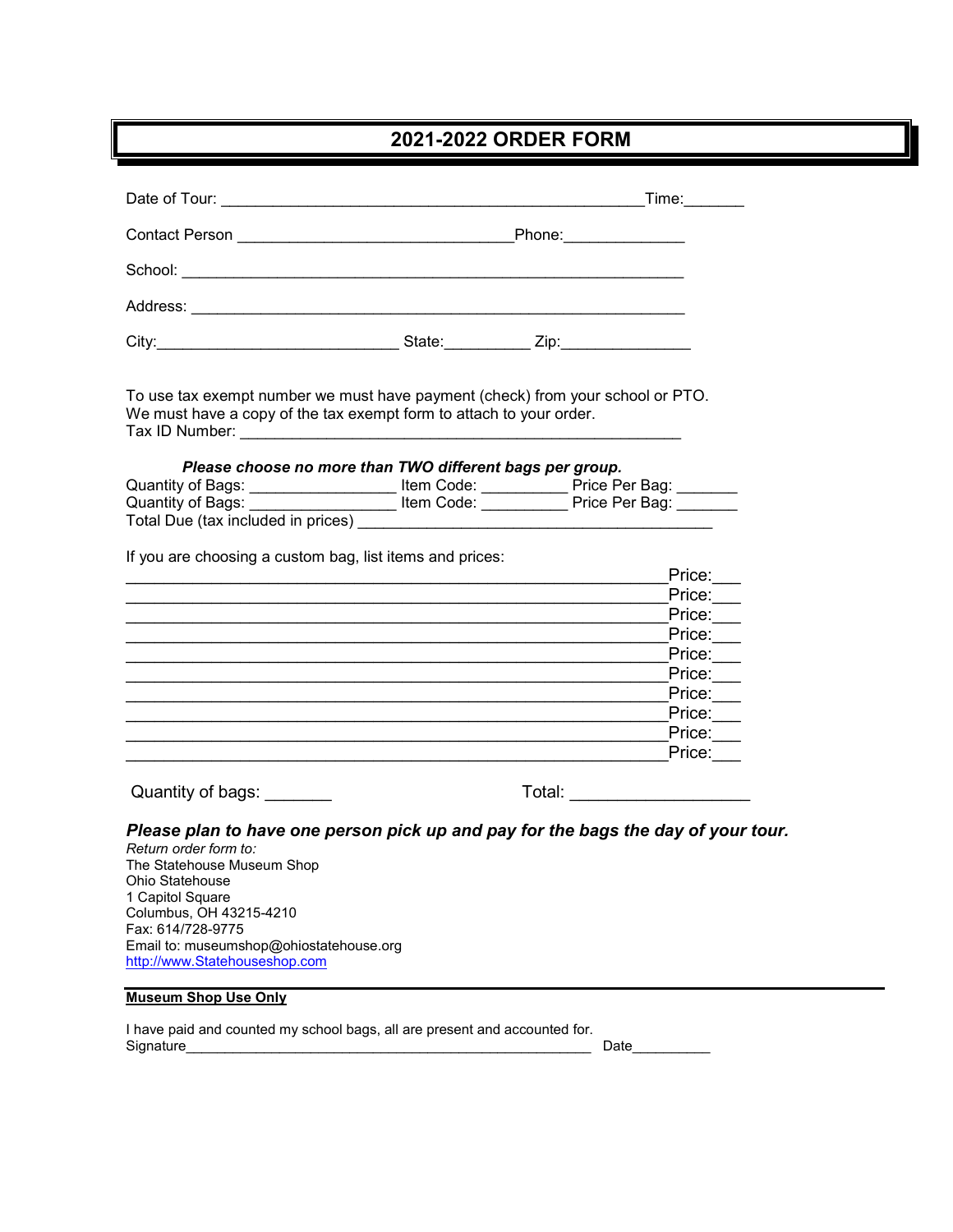# 2021-2022 ORDER FORM

Date of Tour: ____________________________________________Time:_______

Contact Person ____________________________Phone:_____________

School: ___________________________________________________

Address: __________________________________________________

City:_________________________ State:_________ Zip:______________

To use tax exempt number we must have payment (check) from your school or PTO.
We must have a copy of the tax exempt form to attach to your order.
Tax ID Number: _____________________________________________

***Please choose no more than TWO different bags per group.***

Quantity of Bags: _______________ Item Code: _________ Price Per Bag: _______
Quantity of Bags: _______________ Item Code: _________ Price Per Bag: _______
Total Due (tax included in prices) ____________________________________

If you are choosing a custom bag, list items and prices:

________________________________________________________Price:___
________________________________________________________Price:___
________________________________________________________Price:___
________________________________________________________Price:___
________________________________________________________Price:___
________________________________________________________Price:___
________________________________________________________Price:___
________________________________________________________Price:___
________________________________________________________Price:___
________________________________________________________Price:___

Quantity of bags: _______ Total: __________________

***Please plan to have one person pick up and pay for the bags the day of your tour.***

*Return order form to:*
The Statehouse Museum Shop
Ohio Statehouse
1 Capitol Square
Columbus, OH 43215-4210
Fax: 614/728-9775
Email to: museumshop@ohiostatehouse.org
http://www.Statehouseshop.com

---

**Museum Shop Use Only**

I have paid and counted my school bags, all are present and accounted for.
Signature___________________________________________ Date_________